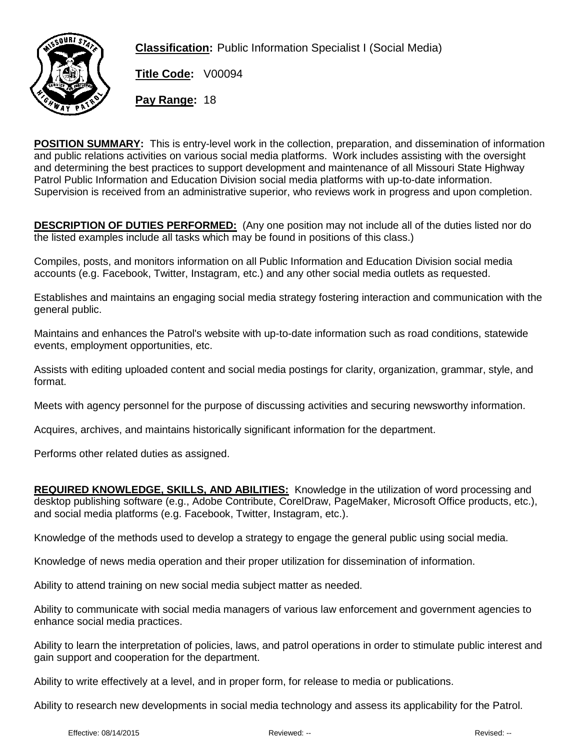**Classification:** Public Information Specialist I (Social Media)

**Title Code:** V00094

**Pay Range:** 18

**POSITION SUMMARY:** This is entry-level work in the collection, preparation, and dissemination of information and public relations activities on various social media platforms. Work includes assisting with the oversight and determining the best practices to support development and maintenance of all Missouri State Highway Patrol Public Information and Education Division social media platforms with up-to-date information. Supervision is received from an administrative superior, who reviews work in progress and upon completion.

**DESCRIPTION OF DUTIES PERFORMED:** (Any one position may not include all of the duties listed nor do the listed examples include all tasks which may be found in positions of this class.)

Compiles, posts, and monitors information on all Public Information and Education Division social media accounts (e.g. Facebook, Twitter, Instagram, etc.) and any other social media outlets as requested.

Establishes and maintains an engaging social media strategy fostering interaction and communication with the general public.

Maintains and enhances the Patrol's website with up-to-date information such as road conditions, statewide events, employment opportunities, etc.

Assists with editing uploaded content and social media postings for clarity, organization, grammar, style, and format.

Meets with agency personnel for the purpose of discussing activities and securing newsworthy information.

Acquires, archives, and maintains historically significant information for the department.

Performs other related duties as assigned.

**REQUIRED KNOWLEDGE, SKILLS, AND ABILITIES:** Knowledge in the utilization of word processing and desktop publishing software (e.g., Adobe Contribute, CorelDraw, PageMaker, Microsoft Office products, etc.), and social media platforms (e.g. Facebook, Twitter, Instagram, etc.).

Knowledge of the methods used to develop a strategy to engage the general public using social media.

Knowledge of news media operation and their proper utilization for dissemination of information.

Ability to attend training on new social media subject matter as needed.

Ability to communicate with social media managers of various law enforcement and government agencies to enhance social media practices.

Ability to learn the interpretation of policies, laws, and patrol operations in order to stimulate public interest and gain support and cooperation for the department.

Ability to write effectively at a level, and in proper form, for release to media or publications.

Ability to research new developments in social media technology and assess its applicability for the Patrol.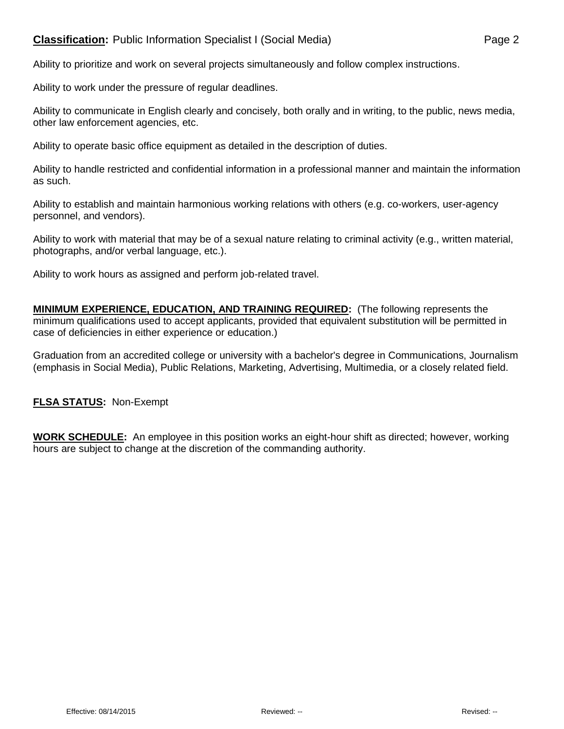Ability to prioritize and work on several projects simultaneously and follow complex instructions.

Ability to work under the pressure of regular deadlines.

Ability to communicate in English clearly and concisely, both orally and in writing, to the public, news media, other law enforcement agencies, etc.

Ability to operate basic office equipment as detailed in the description of duties.

Ability to handle restricted and confidential information in a professional manner and maintain the information as such.

Ability to establish and maintain harmonious working relations with others (e.g. co-workers, user-agency personnel, and vendors).

Ability to work with material that may be of a sexual nature relating to criminal activity (e.g., written material, photographs, and/or verbal language, etc.).

Ability to work hours as assigned and perform job-related travel.

**MINIMUM EXPERIENCE, EDUCATION, AND TRAINING REQUIRED:** (The following represents the minimum qualifications used to accept applicants, provided that equivalent substitution will be permitted in case of deficiencies in either experience or education.)

Graduation from an accredited college or university with a bachelor's degree in Communications, Journalism (emphasis in Social Media), Public Relations, Marketing, Advertising, Multimedia, or a closely related field.

**FLSA STATUS:** Non-Exempt

**WORK SCHEDULE:** An employee in this position works an eight-hour shift as directed; however, working hours are subject to change at the discretion of the commanding authority.